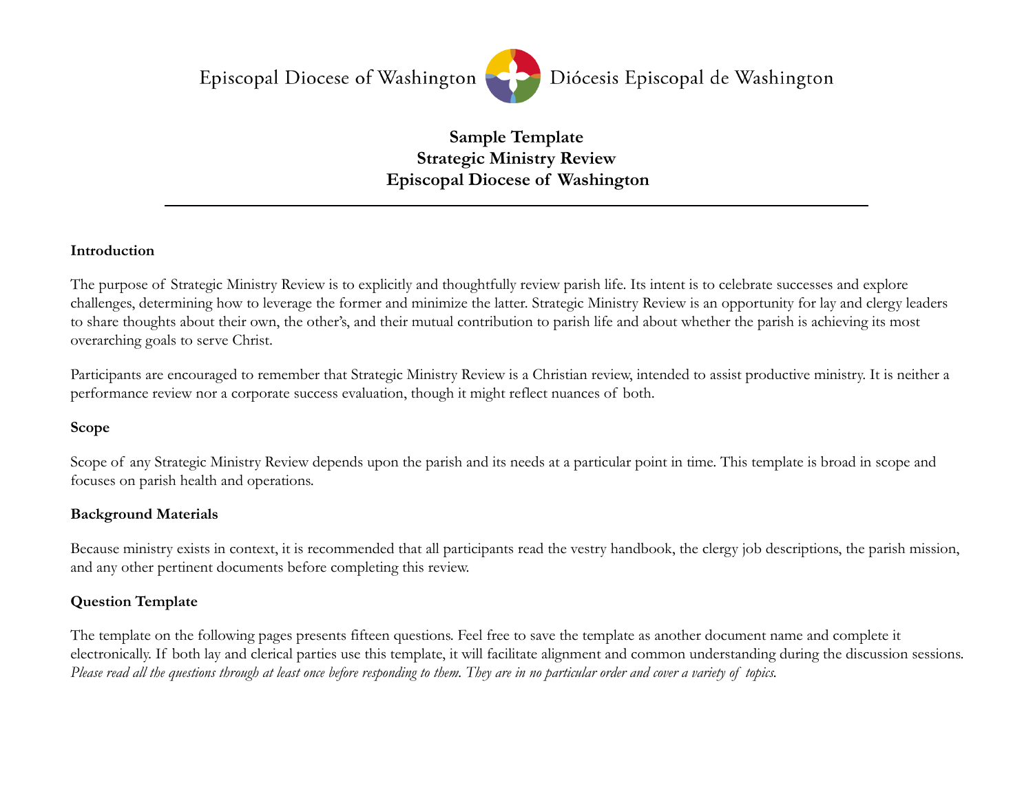Episcopal Diocese of Washington Diócesis Episcopal de Washington

# Sample Template
# Strategic Ministry Review
# Episcopal Diocese of Washington

---

**Introduction**

The purpose of Strategic Ministry Review is to explicitly and thoughtfully review parish life. Its intent is to celebrate successes and explore challenges, determining how to leverage the former and minimize the latter. Strategic Ministry Review is an opportunity for lay and clergy leaders to share thoughts about their own, the other's, and their mutual contribution to parish life and about whether the parish is achieving its most overarching goals to serve Christ.

Participants are encouraged to remember that Strategic Ministry Review is a Christian review, intended to assist productive ministry. It is neither a performance review nor a corporate success evaluation, though it might reflect nuances of both.

**Scope**

Scope of any Strategic Ministry Review depends upon the parish and its needs at a particular point in time. This template is broad in scope and focuses on parish health and operations.

**Background Materials**

Because ministry exists in context, it is recommended that all participants read the vestry handbook, the clergy job descriptions, the parish mission, and any other pertinent documents before completing this review.

**Question Template**

The template on the following pages presents fifteen questions. Feel free to save the template as another document name and complete it electronically. If both lay and clerical parties use this template, it will facilitate alignment and common understanding during the discussion sessions. *Please read all the questions through at least once before responding to them. They are in no particular order and cover a variety of topics.*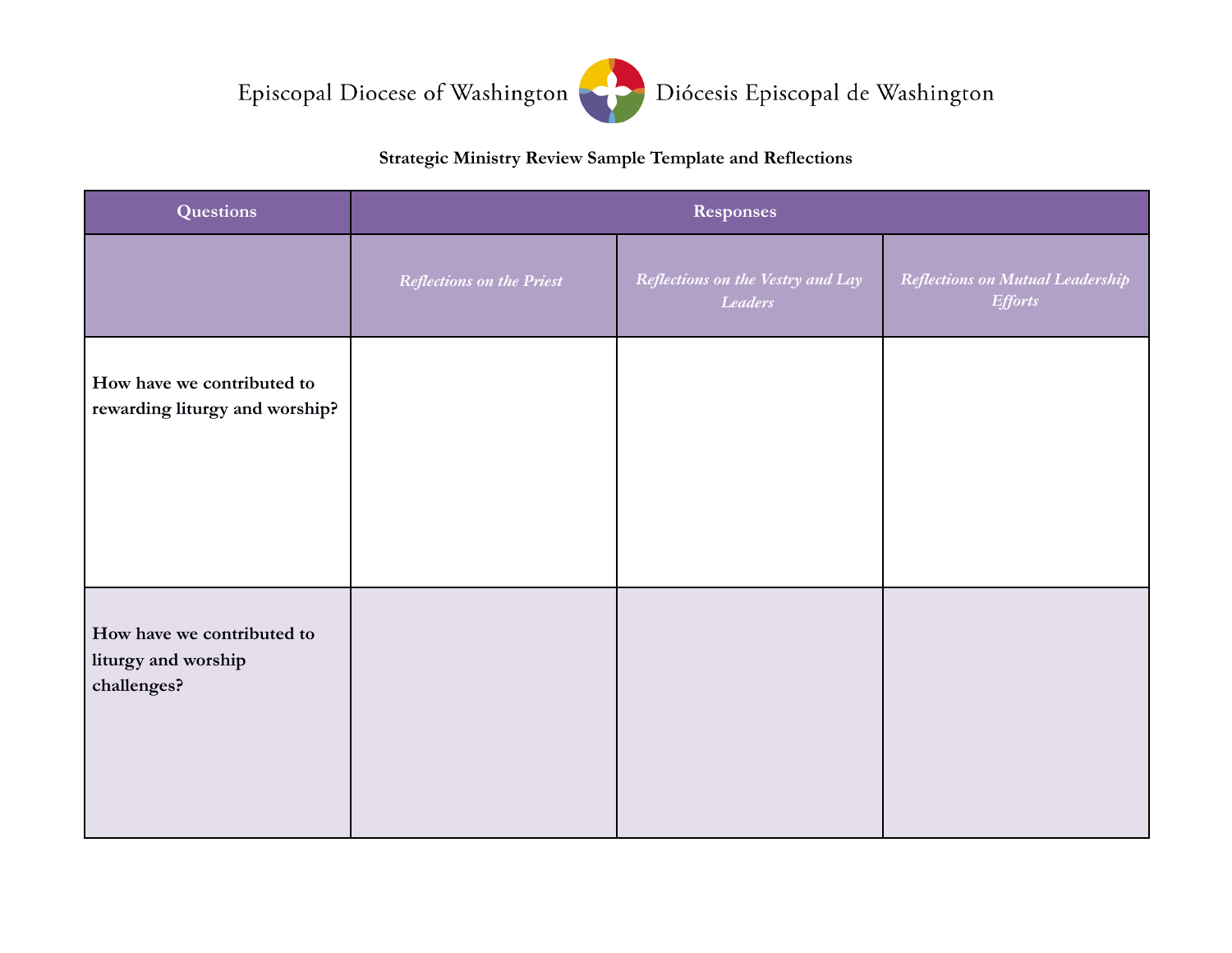Episcopal Diocese of Washington Diócesis Episcopal de Washington

**Strategic Ministry Review Sample Template and Reflections**

| Questions | Responses | | |
|---|---|---|---|
| | *Reflections on the Priest* | *Reflections on the Vestry and Lay Leaders* | *Reflections on Mutual Leadership Efforts* |
| **How have we contributed to rewarding liturgy and worship?** | | | |
| **How have we contributed to liturgy and worship challenges?** | | | |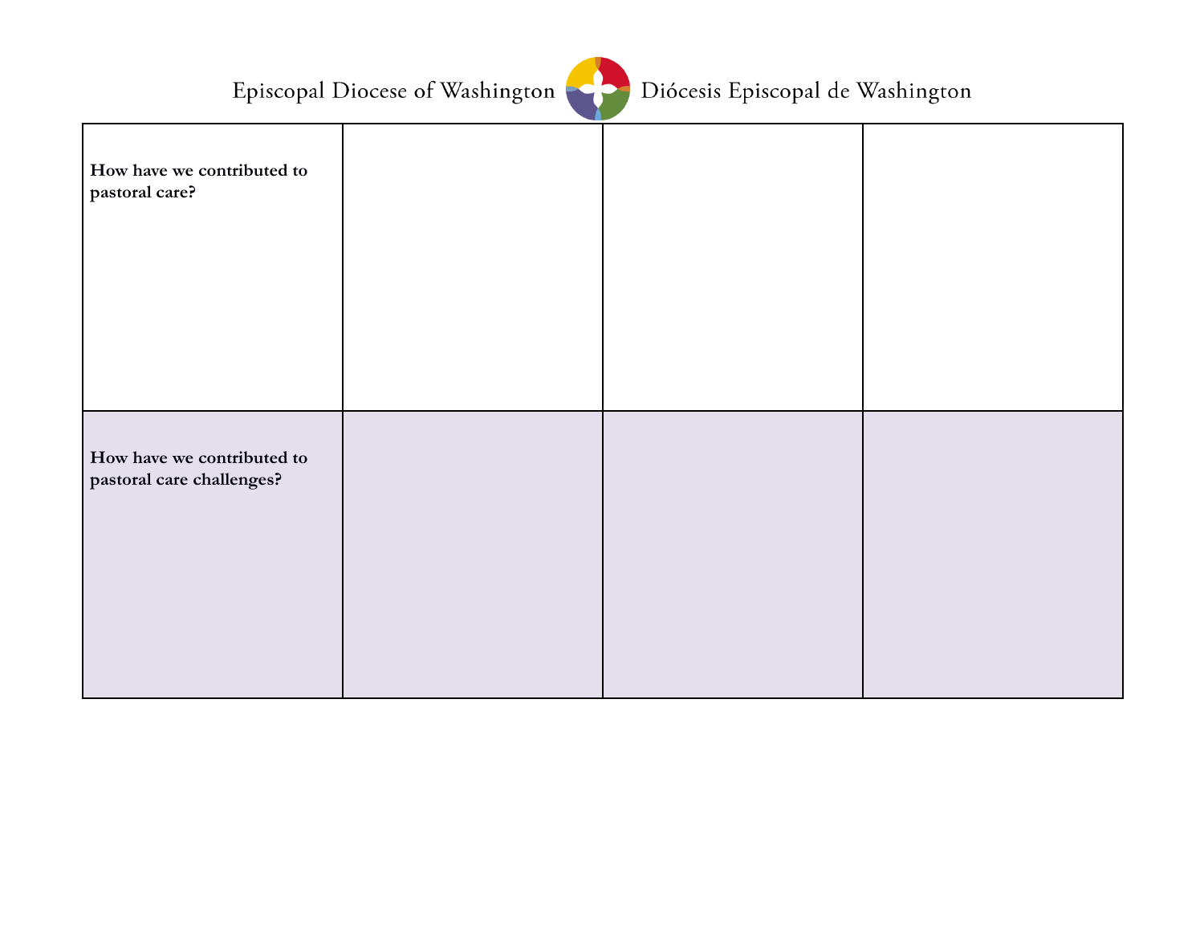Episcopal Diocese of Washington Diócesis Episcopal de Washington

| | | | |
|---|---|---|---|
| **How have we contributed to pastoral care?** | | | |
| **How have we contributed to pastoral care challenges?** | | | |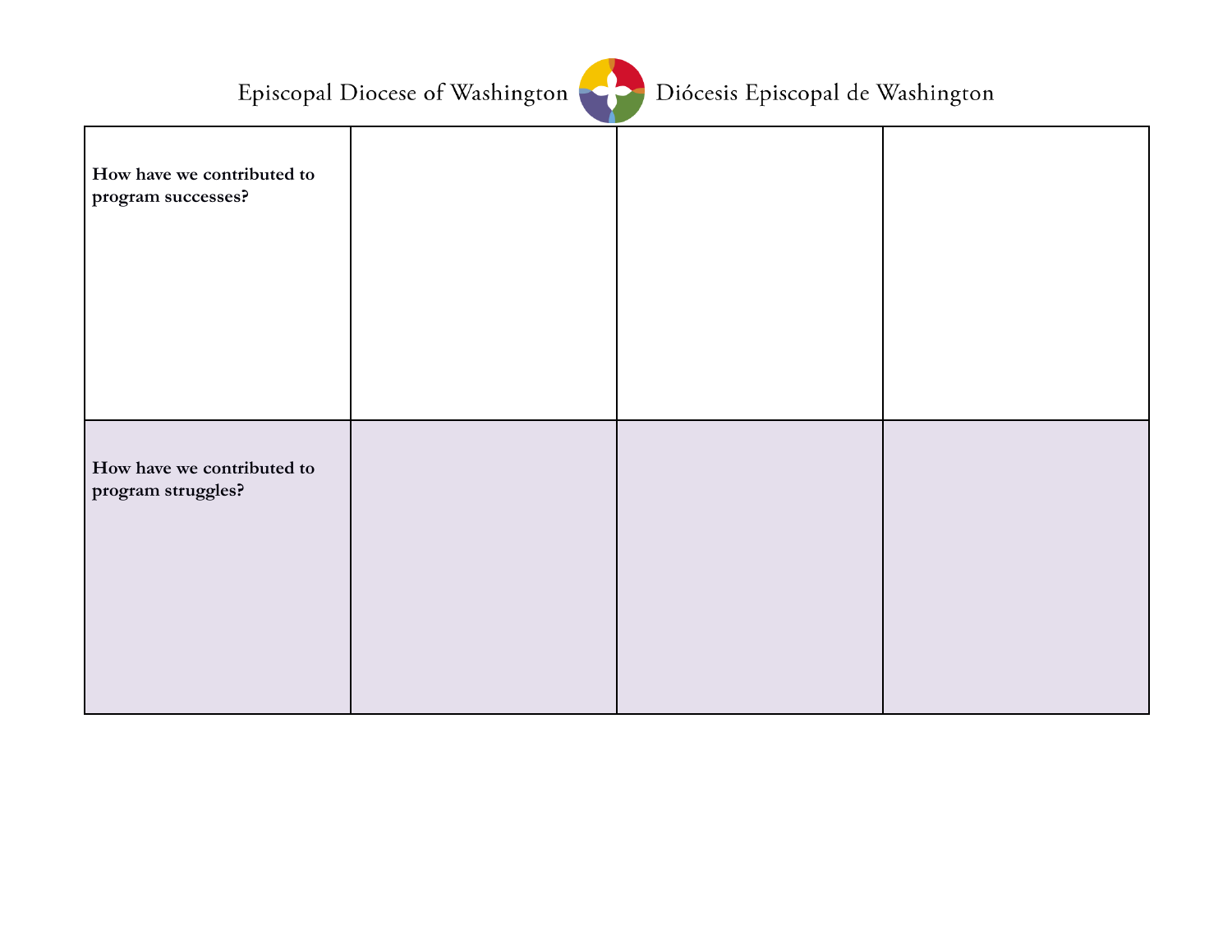Episcopal Diocese of Washington | Diócesis Episcopal de Washington

| | | | |
|---|---|---|---|
| **How have we contributed to program successes?** | | | |
| **How have we contributed to program struggles?** | | | |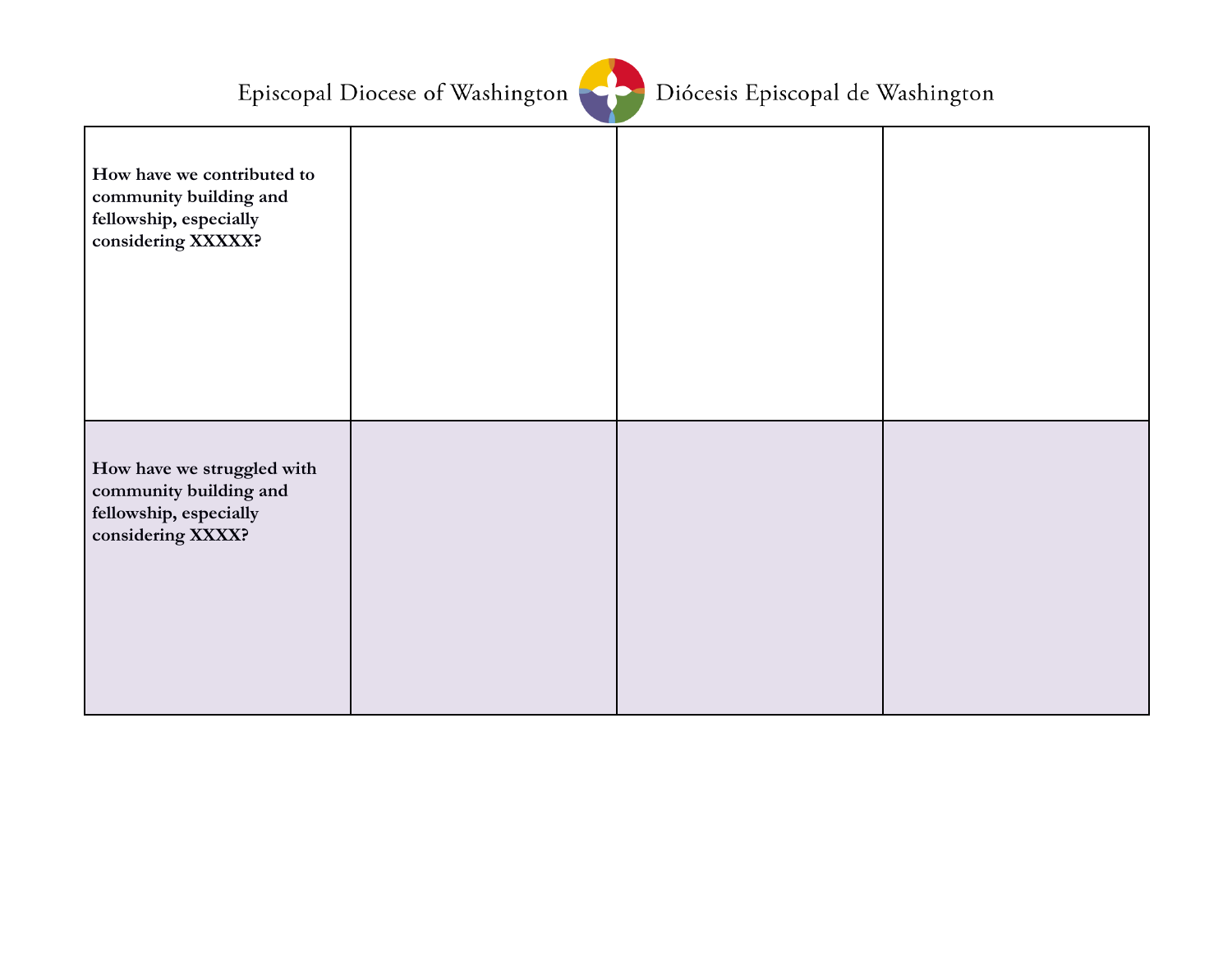Episcopal Diocese of Washington Diócesis Episcopal de Washington

| | | | |
|---|---|---|---|
| **How have we contributed to community building and fellowship, especially considering XXXXX?** | | | |
| **How have we struggled with community building and fellowship, especially considering XXXX?** | | | |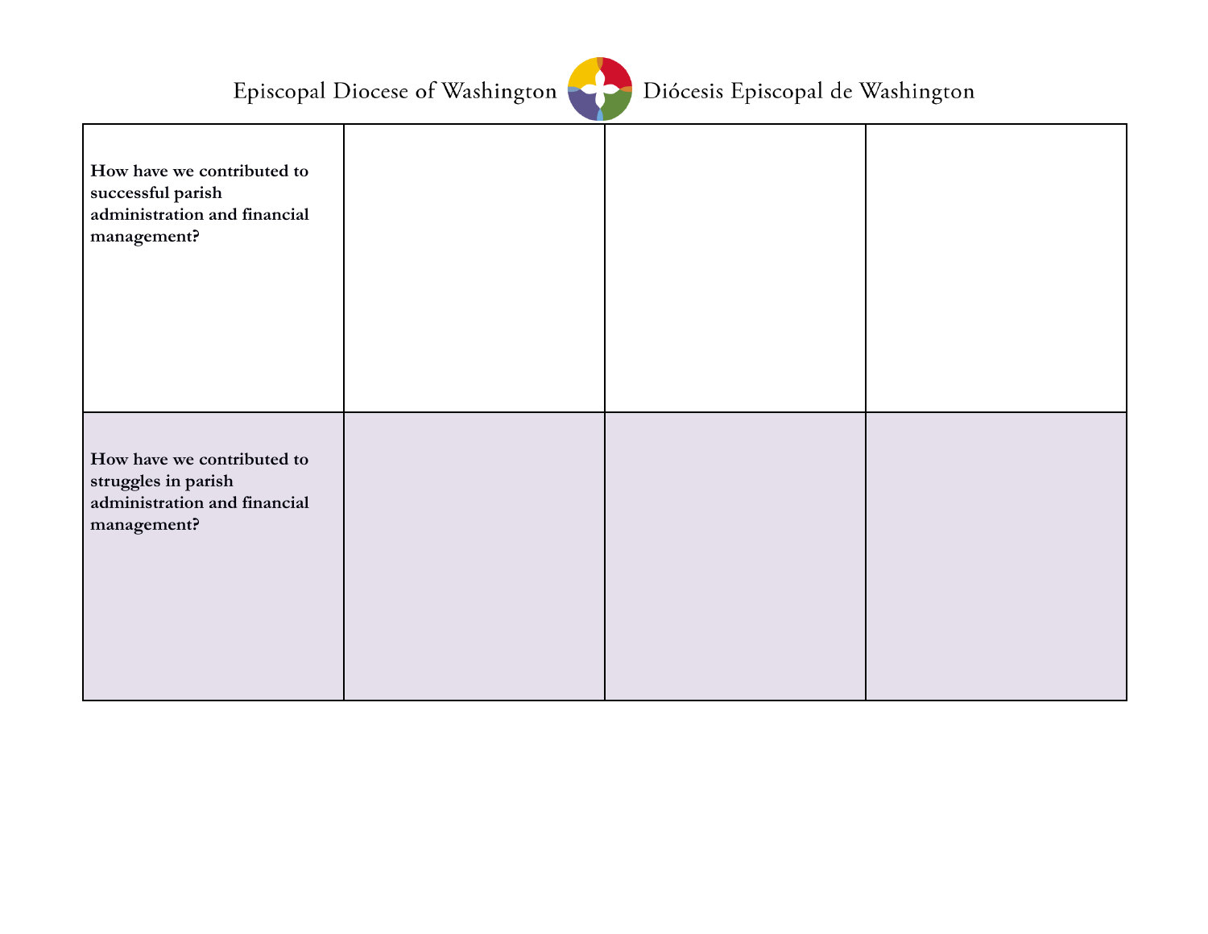Episcopal Diocese of Washington Diócesis Episcopal de Washington

| | | | |
|---|---|---|---|
| **How have we contributed to successful parish administration and financial management?** | | | |
| **How have we contributed to struggles in parish administration and financial management?** | | | |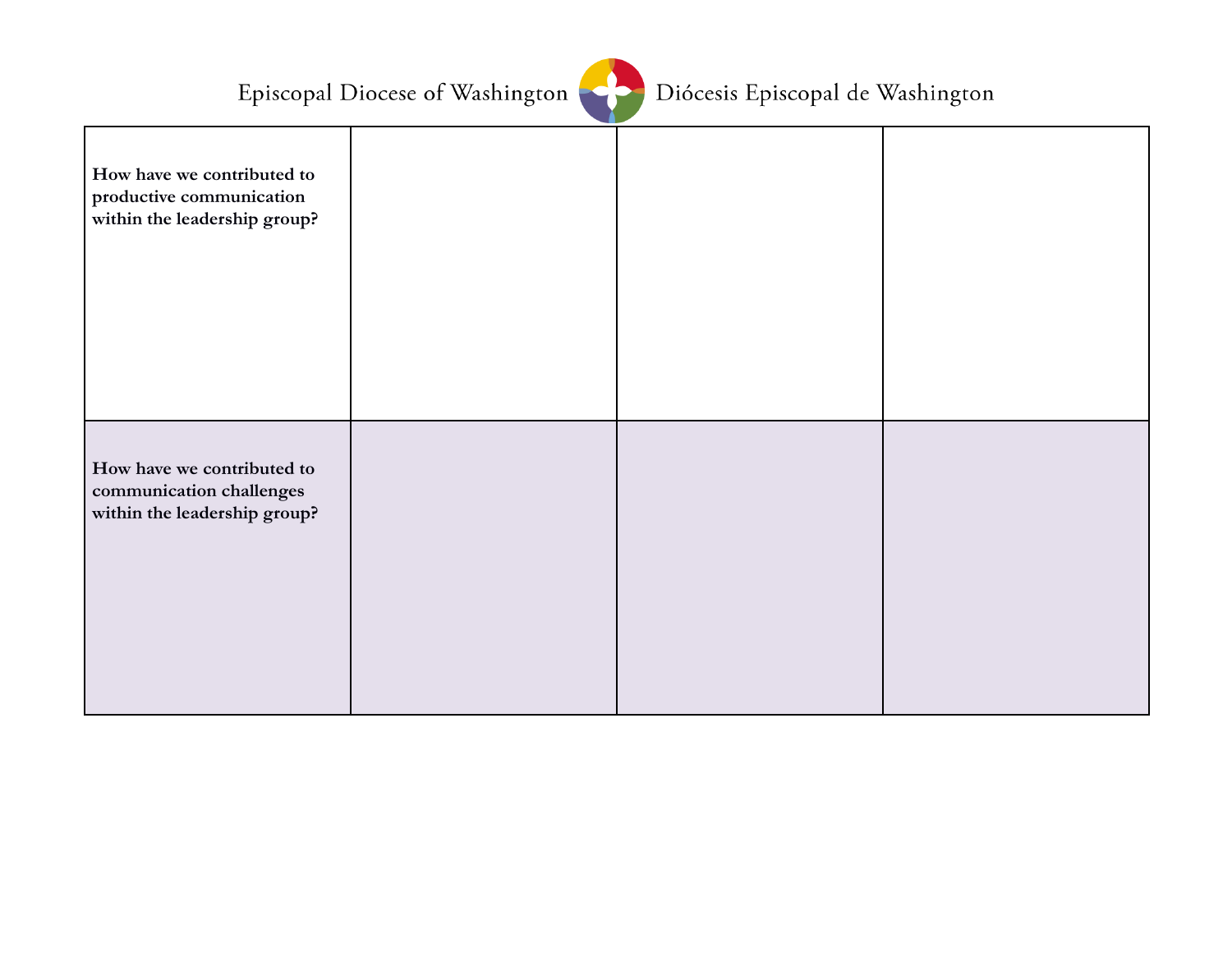| How have we contributed to productive communication within the leadership group? | | | |
|---|---|---|---|
| **How have we contributed to communication challenges within the leadership group?** | | | |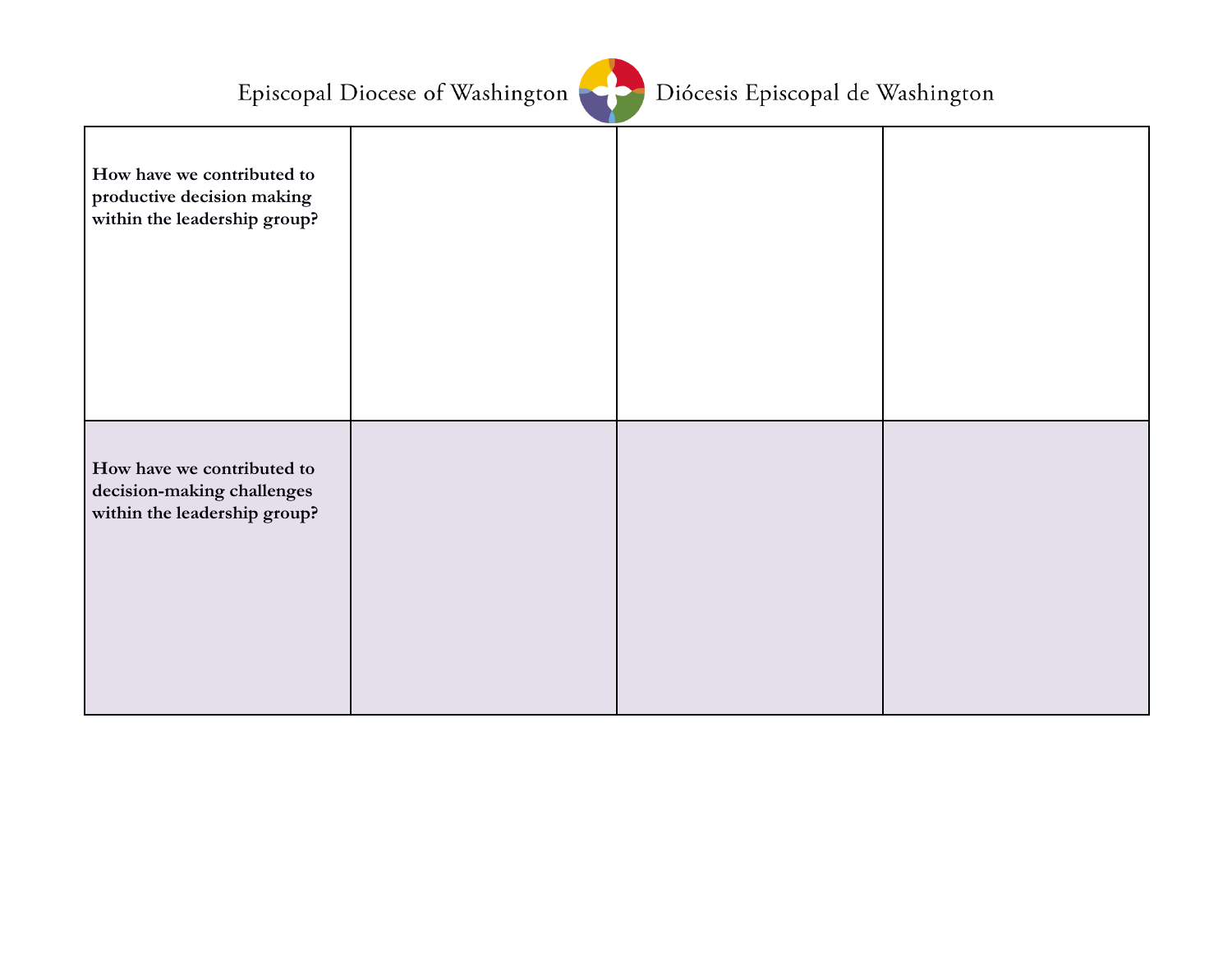Episcopal Diocese of Washington Diócesis Episcopal de Washington

| | | | |
|---|---|---|---|
| **How have we contributed to productive decision making within the leadership group?** | | | |
| **How have we contributed to decision-making challenges within the leadership group?** | | | |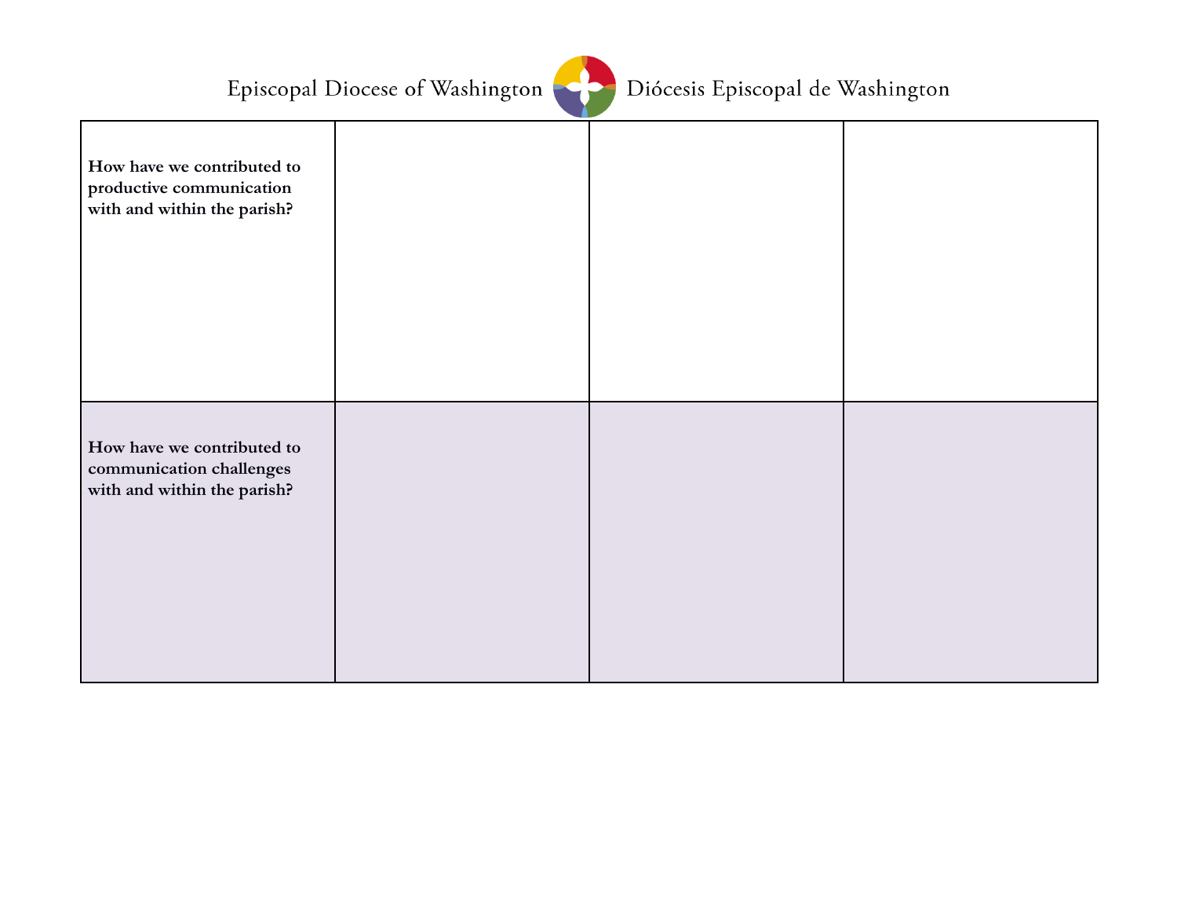Episcopal Diocese of Washington Diócesis Episcopal de Washington

| | | | |
|---|---|---|---|
| **How have we contributed to productive communication with and within the parish?** | | | |
| **How have we contributed to communication challenges with and within the parish?** | | | |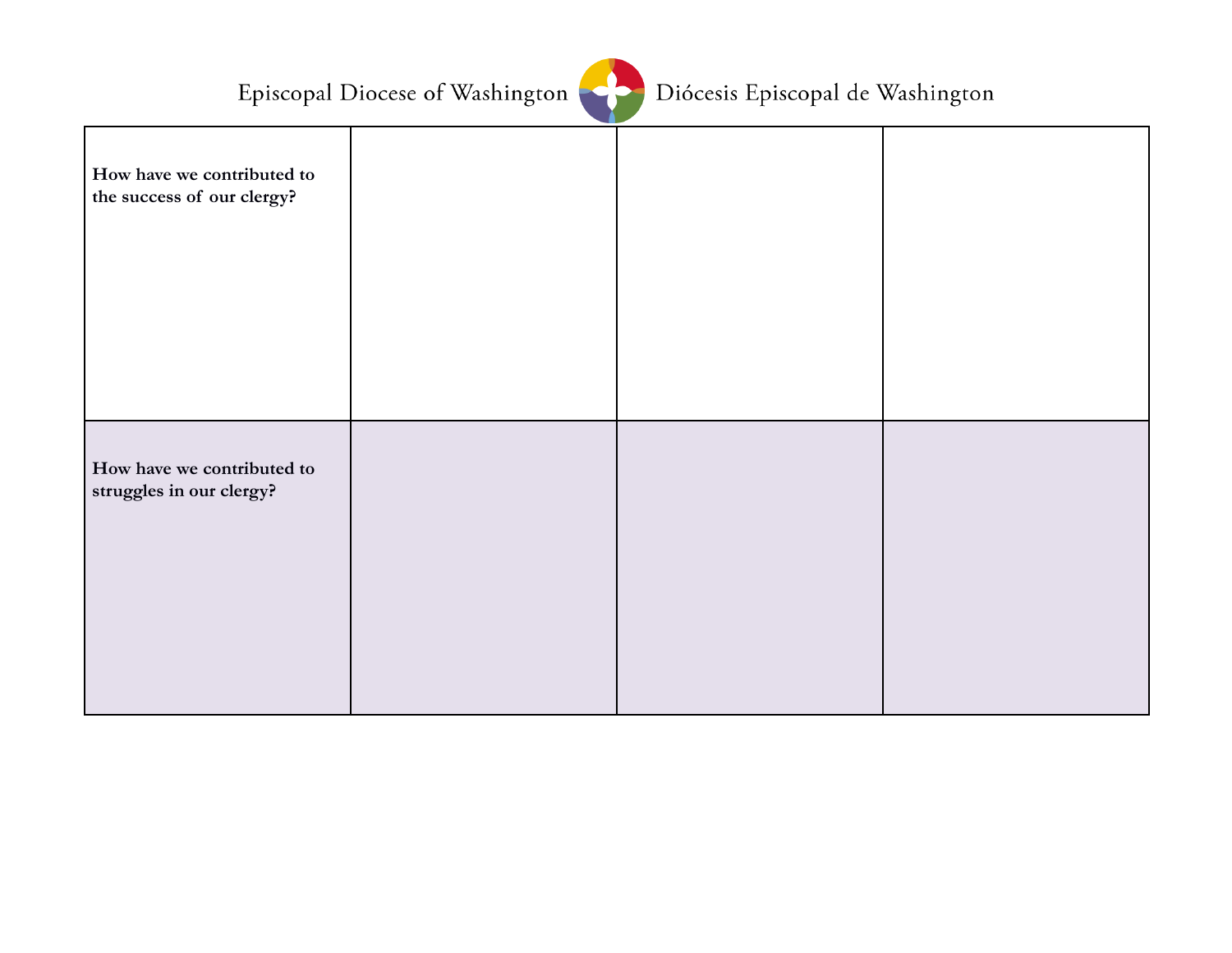Episcopal Diocese of Washington Diócesis Episcopal de Washington

| **How have we contributed to the success of our clergy?** | | | |
|---|---|---|---|
| **How have we contributed to struggles in our clergy?** | | | |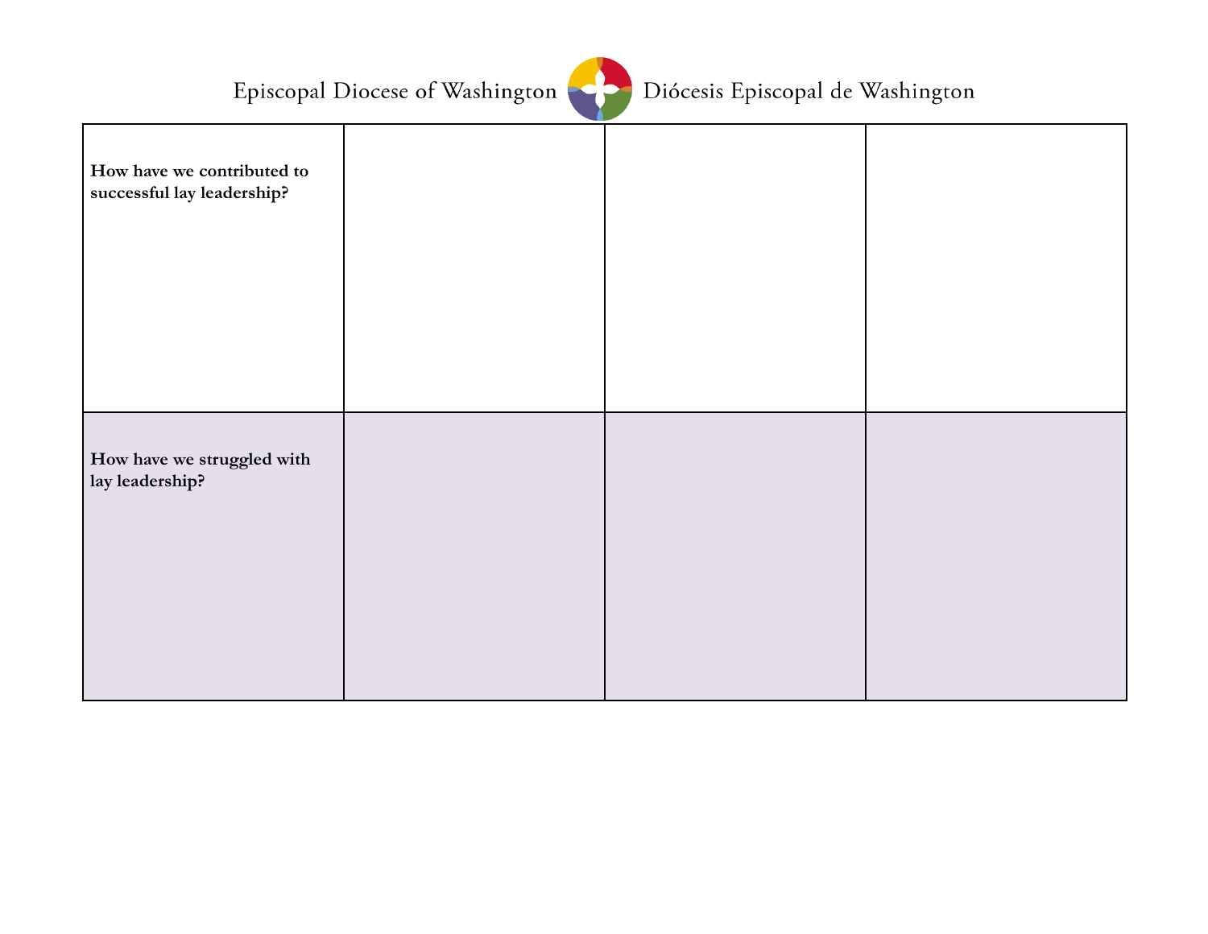Episcopal Diocese of Washington Diócesis Episcopal de Washington

| **How have we contributed to successful lay leadership?** | | | |
|---|---|---|---|
| **How have we struggled with lay leadership?** | | | |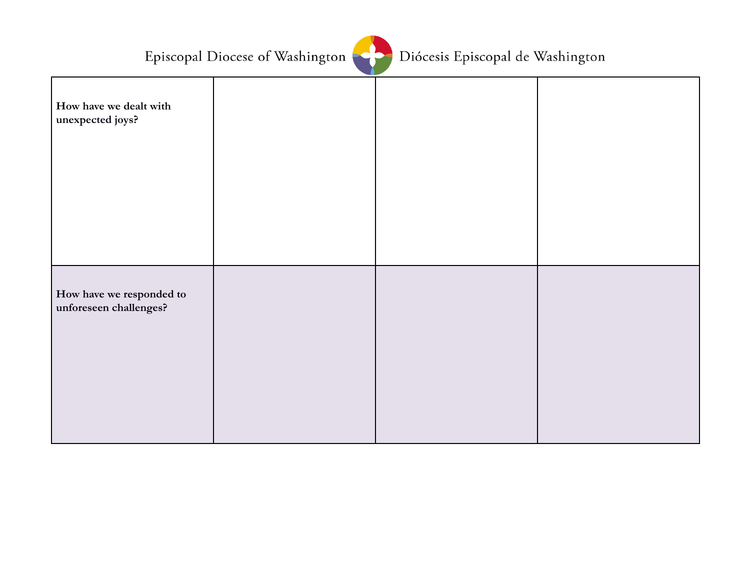Episcopal Diocese of Washington Diócesis Episcopal de Washington

| | | | |
|---|---|---|---|
| **How have we dealt with unexpected joys?** | | | |
| **How have we responded to unforeseen challenges?** | | | |